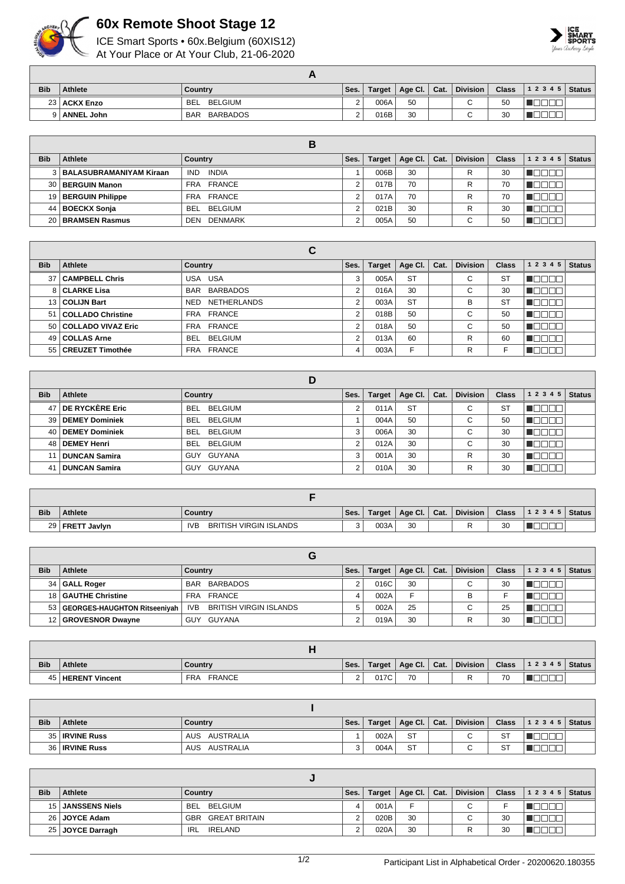# 60x Remote Shoot Stage 12

ICE Smart Sports • 60x.Belgium (60XIS12)
At Your Place or At Your Club, 21-06-2020

| A | | | | | | | | | | |
|---|---|---|---|---|---|---|---|---|---|---|
| **Bib** | **Athlete** | **Country** | **Ses.** | **Target** | **Age Cl.** | **Cat.** | **Division** | **Class** | **1 2 3 4 5** | **Status** |
| 23 | **ACKX Enzo** | BEL BELGIUM | 2 | 006A | 50 | | C | 50 | | |
| 9 | **ANNEL John** | BAR BARBADOS | 2 | 016B | 30 | | C | 30 | | |

| B | | | | | | | | | | |
|---|---|---|---|---|---|---|---|---|---|---|
| **Bib** | **Athlete** | **Country** | **Ses.** | **Target** | **Age Cl.** | **Cat.** | **Division** | **Class** | **1 2 3 4 5** | **Status** |
| 3 | **BALASUBRAMANIYAM Kiraan** | IND INDIA | 1 | 006B | 30 | | R | 30 | | |
| 30 | **BERGUIN Manon** | FRA FRANCE | 2 | 017B | 70 | | R | 70 | | |
| 19 | **BERGUIN Philippe** | FRA FRANCE | 2 | 017A | 70 | | R | 70 | | |
| 44 | **BOECKX Sonja** | BEL BELGIUM | 2 | 021B | 30 | | R | 30 | | |
| 20 | **BRAMSEN Rasmus** | DEN DENMARK | 2 | 005A | 50 | | C | 50 | | |

| C | | | | | | | | | | |
|---|---|---|---|---|---|---|---|---|---|---|
| **Bib** | **Athlete** | **Country** | **Ses.** | **Target** | **Age Cl.** | **Cat.** | **Division** | **Class** | **1 2 3 4 5** | **Status** |
| 37 | **CAMPBELL Chris** | USA USA | 3 | 005A | ST | | C | ST | | |
| 8 | **CLARKE Lisa** | BAR BARBADOS | 2 | 016A | 30 | | C | 30 | | |
| 13 | **COLIJN Bart** | NED NETHERLANDS | 2 | 003A | ST | | B | ST | | |
| 51 | **COLLADO Christine** | FRA FRANCE | 2 | 018B | 50 | | C | 50 | | |
| 50 | **COLLADO VIVAZ Eric** | FRA FRANCE | 2 | 018A | 50 | | C | 50 | | |
| 49 | **COLLAS Arne** | BEL BELGIUM | 2 | 013A | 60 | | R | 60 | | |
| 55 | **CREUZET Timothée** | FRA FRANCE | 4 | 003A | F | | R | F | | |

| D | | | | | | | | | | |
|---|---|---|---|---|---|---|---|---|---|---|
| **Bib** | **Athlete** | **Country** | **Ses.** | **Target** | **Age Cl.** | **Cat.** | **Division** | **Class** | **1 2 3 4 5** | **Status** |
| 47 | **DE RYCKÈRE Eric** | BEL BELGIUM | 2 | 011A | ST | | C | ST | | |
| 39 | **DEMEY Dominiek** | BEL BELGIUM | 1 | 004A | 50 | | C | 50 | | |
| 40 | **DEMEY Dominiek** | BEL BELGIUM | 3 | 006A | 30 | | C | 30 | | |
| 48 | **DEMEY Henri** | BEL BELGIUM | 2 | 012A | 30 | | C | 30 | | |
| 11 | **DUNCAN Samira** | GUY GUYANA | 3 | 001A | 30 | | R | 30 | | |
| 41 | **DUNCAN Samira** | GUY GUYANA | 2 | 010A | 30 | | R | 30 | | |

| F | | | | | | | | | | |
|---|---|---|---|---|---|---|---|---|---|---|
| **Bib** | **Athlete** | **Country** | **Ses.** | **Target** | **Age Cl.** | **Cat.** | **Division** | **Class** | **1 2 3 4 5** | **Status** |
| 29 | **FRETT Javlyn** | IVB BRITISH VIRGIN ISLANDS | 3 | 003A | 30 | | R | 30 | | |

| G | | | | | | | | | | |
|---|---|---|---|---|---|---|---|---|---|---|
| **Bib** | **Athlete** | **Country** | **Ses.** | **Target** | **Age Cl.** | **Cat.** | **Division** | **Class** | **1 2 3 4 5** | **Status** |
| 34 | **GALL Roger** | BAR BARBADOS | 2 | 016C | 30 | | C | 30 | | |
| 18 | **GAUTHE Christine** | FRA FRANCE | 4 | 002A | F | | B | F | | |
| 53 | **GEORGES-HAUGHTON Ritseeniyah** | IVB BRITISH VIRGIN ISLANDS | 5 | 002A | 25 | | C | 25 | | |
| 12 | **GROVESNOR Dwayne** | GUY GUYANA | 2 | 019A | 30 | | R | 30 | | |

| H | | | | | | | | | | |
|---|---|---|---|---|---|---|---|---|---|---|
| **Bib** | **Athlete** | **Country** | **Ses.** | **Target** | **Age Cl.** | **Cat.** | **Division** | **Class** | **1 2 3 4 5** | **Status** |
| 45 | **HERENT Vincent** | FRA FRANCE | 2 | 017C | 70 | | R | 70 | | |

| I | | | | | | | | | | |
|---|---|---|---|---|---|---|---|---|---|---|
| **Bib** | **Athlete** | **Country** | **Ses.** | **Target** | **Age Cl.** | **Cat.** | **Division** | **Class** | **1 2 3 4 5** | **Status** |
| 35 | **IRVINE Russ** | AUS AUSTRALIA | 1 | 002A | ST | | C | ST | | |
| 36 | **IRVINE Russ** | AUS AUSTRALIA | 3 | 004A | ST | | C | ST | | |

| J | | | | | | | | | | |
|---|---|---|---|---|---|---|---|---|---|---|
| **Bib** | **Athlete** | **Country** | **Ses.** | **Target** | **Age Cl.** | **Cat.** | **Division** | **Class** | **1 2 3 4 5** | **Status** |
| 15 | **JANSSENS Niels** | BEL BELGIUM | 4 | 001A | F | | C | F | | |
| 26 | **JOYCE Adam** | GBR GREAT BRITAIN | 2 | 020B | 30 | | C | 30 | | |
| 25 | **JOYCE Darragh** | IRL IRELAND | 2 | 020A | 30 | | R | 30 | | |

Participant List in Alphabetical Order - 20200620.180355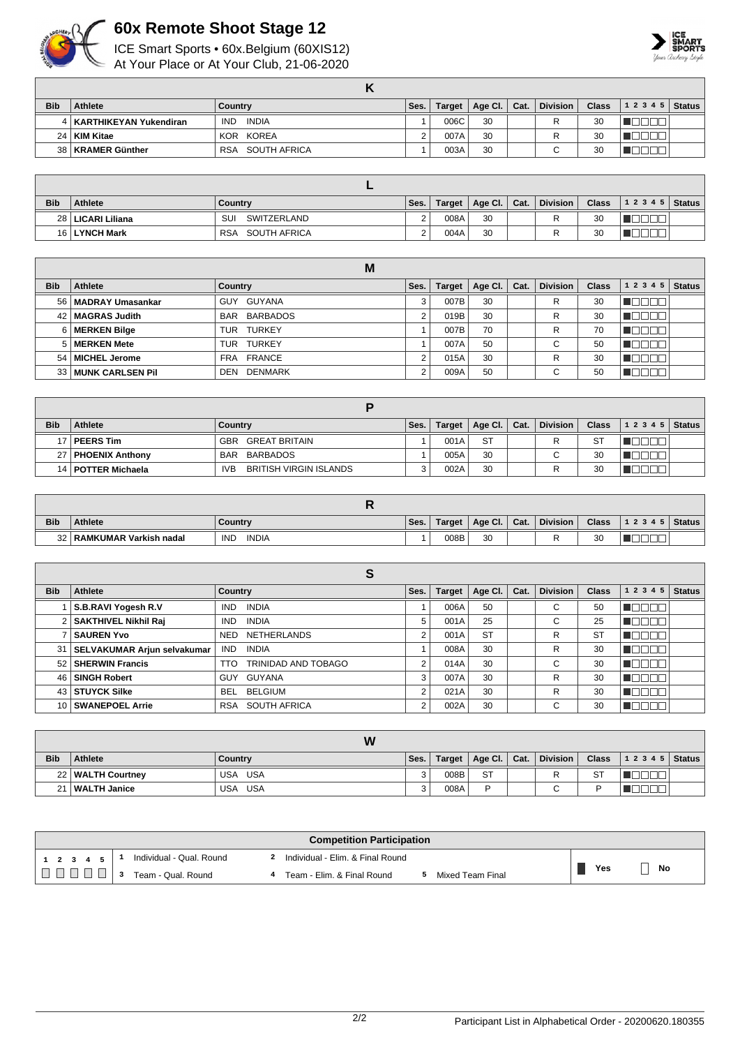# 60x Remote Shoot Stage 12

ICE Smart Sports • 60x.Belgium (60XIS12)
At Your Place or At Your Club, 21-06-2020

| K | | | | | | | | | | |
|---|---|---|---|---|---|---|---|---|---|---|
| **Bib** | **Athlete** | **Country** | **Ses.** | **Target** | **Age Cl.** | **Cat.** | **Division** | **Class** | **1 2 3 4 5** | **Status** |
| 4 | **KARTHIKEYAN Yukendiran** | IND INDIA | 1 | 006C | 30 | | R | 30 | ■□□□□ | |
| 24 | **KIM Kitae** | KOR KOREA | 2 | 007A | 30 | | R | 30 | ■□□□□ | |
| 38 | **KRAMER Günther** | RSA SOUTH AFRICA | 1 | 003A | 30 | | C | 30 | ■□□□□ | |

| L | | | | | | | | | | |
|---|---|---|---|---|---|---|---|---|---|---|
| **Bib** | **Athlete** | **Country** | **Ses.** | **Target** | **Age Cl.** | **Cat.** | **Division** | **Class** | **1 2 3 4 5** | **Status** |
| 28 | **LICARI Liliana** | SUI SWITZERLAND | 2 | 008A | 30 | | R | 30 | ■□□□□ | |
| 16 | **LYNCH Mark** | RSA SOUTH AFRICA | 2 | 004A | 30 | | R | 30 | ■□□□□ | |

| M | | | | | | | | | | |
|---|---|---|---|---|---|---|---|---|---|---|
| **Bib** | **Athlete** | **Country** | **Ses.** | **Target** | **Age Cl.** | **Cat.** | **Division** | **Class** | **1 2 3 4 5** | **Status** |
| 56 | **MADRAY Umasankar** | GUY GUYANA | 3 | 007B | 30 | | R | 30 | ■□□□□ | |
| 42 | **MAGRAS Judith** | BAR BARBADOS | 2 | 019B | 30 | | R | 30 | ■□□□□ | |
| 6 | **MERKEN Bilge** | TUR TURKEY | 1 | 007B | 70 | | R | 70 | ■□□□□ | |
| 5 | **MERKEN Mete** | TUR TURKEY | 1 | 007A | 50 | | C | 50 | ■□□□□ | |
| 54 | **MICHEL Jerome** | FRA FRANCE | 2 | 015A | 30 | | R | 30 | ■□□□□ | |
| 33 | **MUNK CARLSEN Pil** | DEN DENMARK | 2 | 009A | 50 | | C | 50 | ■□□□□ | |

| P | | | | | | | | | | |
|---|---|---|---|---|---|---|---|---|---|---|
| **Bib** | **Athlete** | **Country** | **Ses.** | **Target** | **Age Cl.** | **Cat.** | **Division** | **Class** | **1 2 3 4 5** | **Status** |
| 17 | **PEERS Tim** | GBR GREAT BRITAIN | 1 | 001A | ST | | R | ST | ■□□□□ | |
| 27 | **PHOENIX Anthony** | BAR BARBADOS | 1 | 005A | 30 | | C | 30 | ■□□□□ | |
| 14 | **POTTER Michaela** | IVB BRITISH VIRGIN ISLANDS | 3 | 002A | 30 | | R | 30 | ■□□□□ | |

| R | | | | | | | | | | |
|---|---|---|---|---|---|---|---|---|---|---|
| **Bib** | **Athlete** | **Country** | **Ses.** | **Target** | **Age Cl.** | **Cat.** | **Division** | **Class** | **1 2 3 4 5** | **Status** |
| 32 | **RAMKUMAR Varkish nadal** | IND INDIA | 1 | 008B | 30 | | R | 30 | ■□□□□ | |

| S | | | | | | | | | | |
|---|---|---|---|---|---|---|---|---|---|---|
| **Bib** | **Athlete** | **Country** | **Ses.** | **Target** | **Age Cl.** | **Cat.** | **Division** | **Class** | **1 2 3 4 5** | **Status** |
| 1 | **S.B.RAVI Yogesh R.V** | IND INDIA | 1 | 006A | 50 | | C | 50 | ■□□□□ | |
| 2 | **SAKTHIVEL Nikhil Raj** | IND INDIA | 5 | 001A | 25 | | C | 25 | ■□□□□ | |
| 7 | **SAUREN Yvo** | NED NETHERLANDS | 2 | 001A | ST | | R | ST | ■□□□□ | |
| 31 | **SELVAKUMAR Arjun selvakumar** | IND INDIA | 1 | 008A | 30 | | R | 30 | ■□□□□ | |
| 52 | **SHERWIN Francis** | TTO TRINIDAD AND TOBAGO | 2 | 014A | 30 | | C | 30 | ■□□□□ | |
| 46 | **SINGH Robert** | GUY GUYANA | 3 | 007A | 30 | | R | 30 | ■□□□□ | |
| 43 | **STUYCK Silke** | BEL BELGIUM | 2 | 021A | 30 | | R | 30 | ■□□□□ | |
| 10 | **SWANEPOEL Arrie** | RSA SOUTH AFRICA | 2 | 002A | 30 | | C | 30 | ■□□□□ | |

| W | | | | | | | | | | |
|---|---|---|---|---|---|---|---|---|---|---|
| **Bib** | **Athlete** | **Country** | **Ses.** | **Target** | **Age Cl.** | **Cat.** | **Division** | **Class** | **1 2 3 4 5** | **Status** |
| 22 | **WALTH Courtney** | USA USA | 3 | 008B | ST | | R | ST | ■□□□□ | |
| 21 | **WALTH Janice** | USA USA | 3 | 008A | P | | C | P | ■□□□□ | |

**Competition Participation**

1 2 3 4 5 □□□□□

1 Individual - Qual. Round
2 Individual - Elim. & Final Round
3 Team - Qual. Round
4 Team - Elim. & Final Round
5 Mixed Team Final

■ Yes □ No

Participant List in Alphabetical Order - 20200620.180355